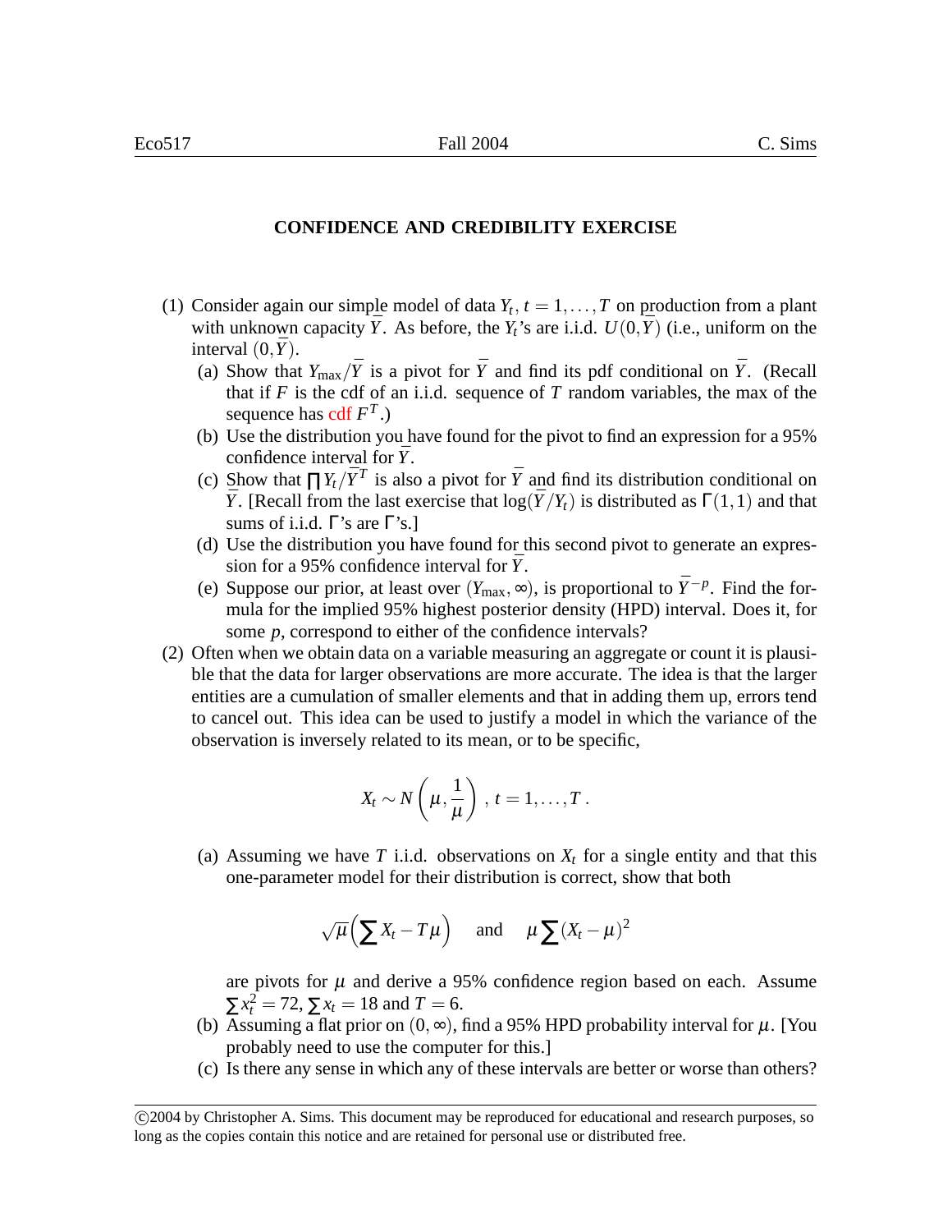## CONFIDENCE AND CREDIBILITY EXERCISE

(1) Consider again our simple model of data $Y_t$, $t = 1,\ldots,T$ on production from a plant with unknown capacity $\bar{Y}$. As before, the $Y_t$'s are i.i.d. $U(0,\bar{Y})$ (i.e., uniform on the interval $(0,\bar{Y})$.

   (a) Show that $Y_{\max}/\bar{Y}$ is a pivot for $\bar{Y}$ and find its pdf conditional on $\bar{Y}$. (Recall that if $F$ is the cdf of an i.i.d. sequence of $T$ random variables, the max of the sequence has cdf $F^T$.)

   (b) Use the distribution you have found for the pivot to find an expression for a 95% confidence interval for $\bar{Y}$.

   (c) Show that $\prod Y_t/\bar{Y}^T$ is also a pivot for $\bar{Y}$ and find its distribution conditional on $\bar{Y}$. [Recall from the last exercise that $\log(\bar{Y}/Y_t)$ is distributed as $\Gamma(1,1)$ and that sums of i.i.d. $\Gamma$'s are $\Gamma$'s.]

   (d) Use the distribution you have found for this second pivot to generate an expression for a 95% confidence interval for $\bar{Y}$.

   (e) Suppose our prior, at least over $(Y_{\max},\infty)$, is proportional to $\bar{Y}^{-p}$. Find the formula for the implied 95% highest posterior density (HPD) interval. Does it, for some $p$, correspond to either of the confidence intervals?

(2) Often when we obtain data on a variable measuring an aggregate or count it is plausible that the data for larger observations are more accurate. The idea is that the larger entities are a cumulation of smaller elements and that in adding them up, errors tend to cancel out. This idea can be used to justify a model in which the variance of the observation is inversely related to its mean, or to be specific,

$$X_t \sim N\left(\mu, \frac{1}{\mu}\right), \; t = 1,\ldots,T\,.$$

   (a) Assuming we have $T$ i.i.d. observations on $X_t$ for a single entity and that this one-parameter model for their distribution is correct, show that both

$$\sqrt{\mu}\left(\sum X_t - T\mu\right) \quad \text{and} \quad \mu\sum(X_t-\mu)^2$$

   are pivots for $\mu$ and derive a 95% confidence region based on each. Assume $\sum x_t^2 = 72$, $\sum x_t = 18$ and $T = 6$.

   (b) Assuming a flat prior on $(0,\infty)$, find a 95% HPD probability interval for $\mu$. [You probably need to use the computer for this.]

   (c) Is there any sense in which any of these intervals are better or worse than others?

©2004 by Christopher A. Sims. This document may be reproduced for educational and research purposes, so long as the copies contain this notice and are retained for personal use or distributed free.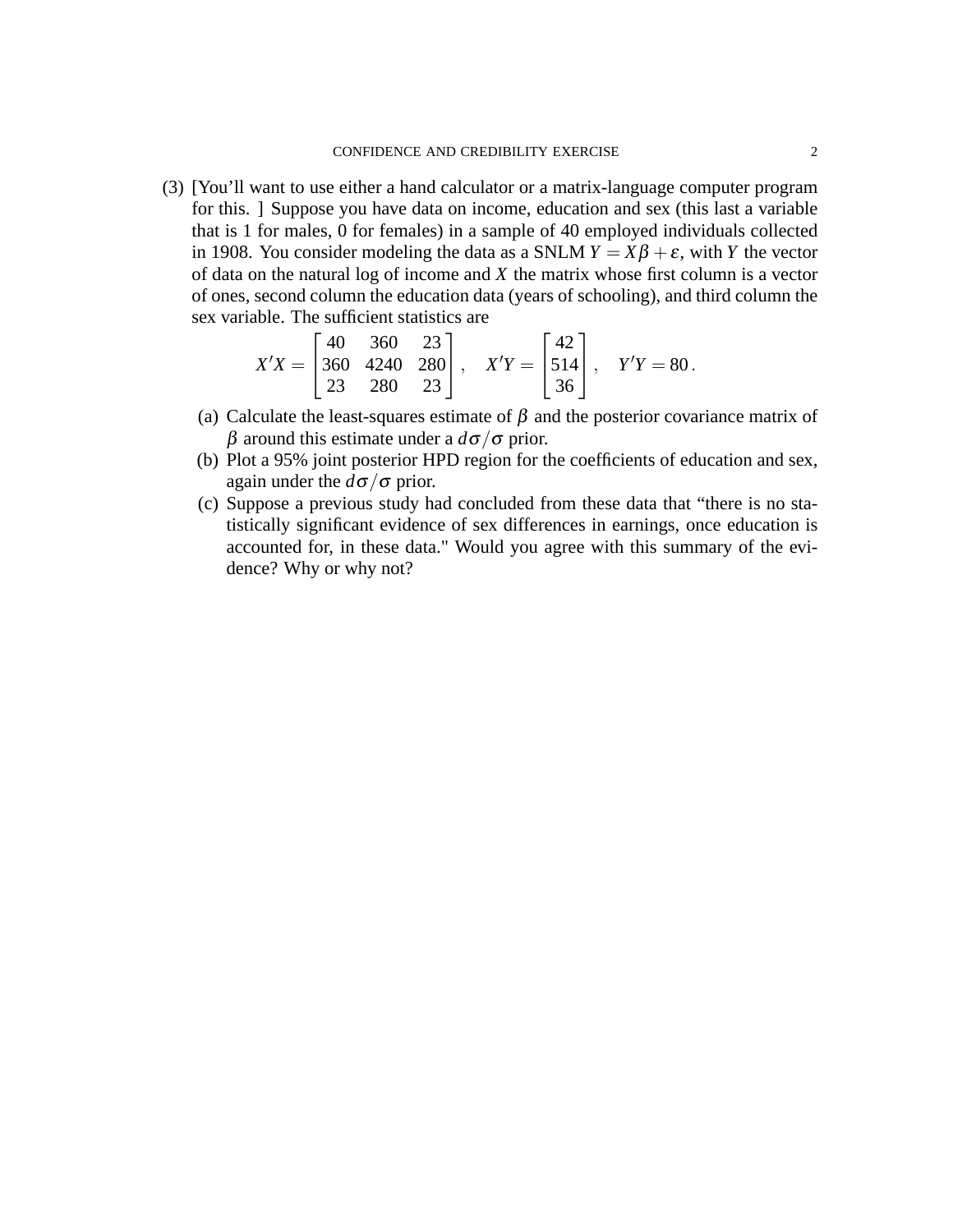(3) [You'll want to use either a hand calculator or a matrix-language computer program for this. ] Suppose you have data on income, education and sex (this last a variable that is 1 for males, 0 for females) in a sample of 40 employed individuals collected in 1908. You consider modeling the data as a SNLM $Y = X\beta + \varepsilon$, with $Y$ the vector of data on the natural log of income and $X$ the matrix whose first column is a vector of ones, second column the education data (years of schooling), and third column the sex variable. The sufficient statistics are

$$X'X = \begin{bmatrix} 40 & 360 & 23 \\ 360 & 4240 & 280 \\ 23 & 280 & 23 \end{bmatrix}, \quad X'Y = \begin{bmatrix} 42 \\ 514 \\ 36 \end{bmatrix}, \quad Y'Y = 80\,.$$

(a) Calculate the least-squares estimate of $\beta$ and the posterior covariance matrix of $\beta$ around this estimate under a $d\sigma/\sigma$ prior.

(b) Plot a 95% joint posterior HPD region for the coefficients of education and sex, again under the $d\sigma/\sigma$ prior.

(c) Suppose a previous study had concluded from these data that "there is no statistically significant evidence of sex differences in earnings, once education is accounted for, in these data." Would you agree with this summary of the evidence? Why or why not?